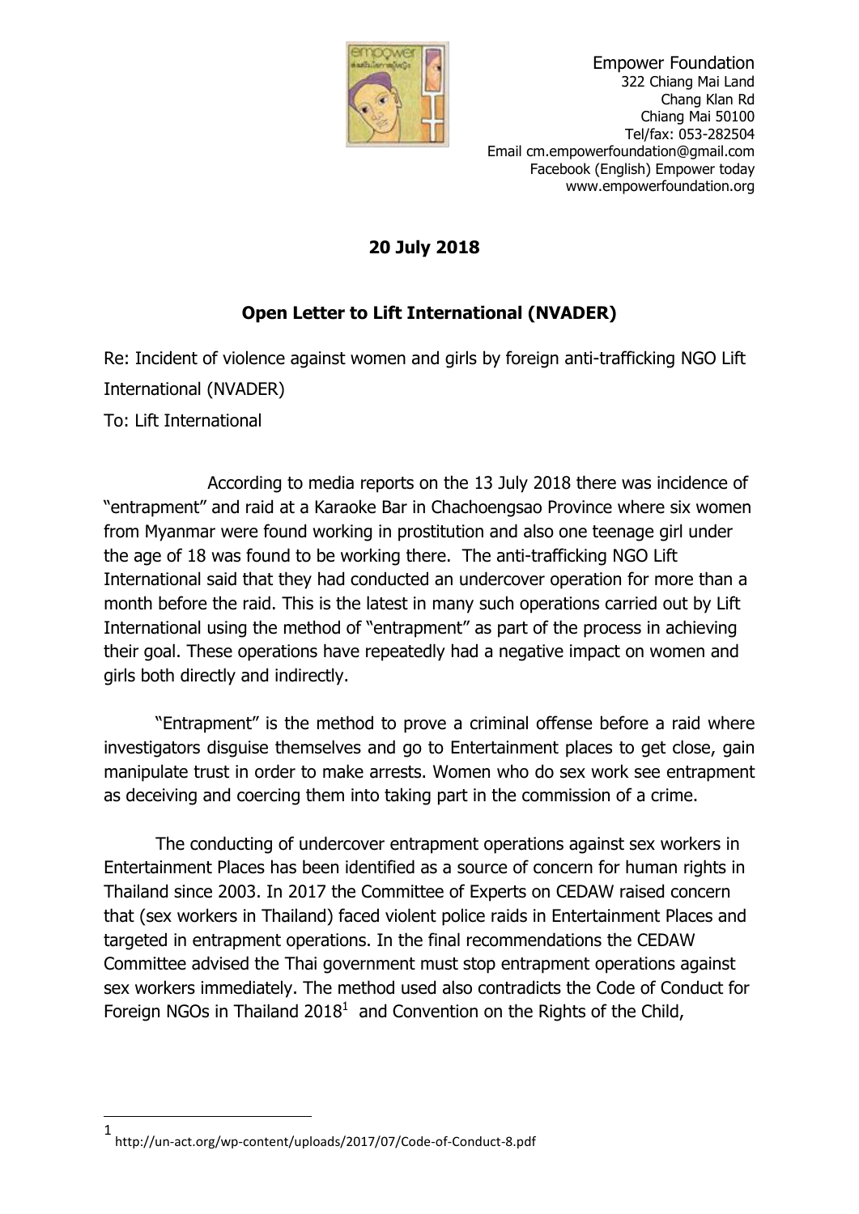Empower Foundation
322 Chiang Mai Land
Chang Klan Rd
Chiang Mai 50100
Tel/fax: 053-282504
Email cm.empowerfoundation@gmail.com
Facebook (English) Empower today
www.empowerfoundation.org

**20 July 2018**

**Open Letter to Lift International (NVADER)**

Re: Incident of violence against women and girls by foreign anti-trafficking NGO Lift International (NVADER)

To: Lift International

According to media reports on the 13 July 2018 there was incidence of "entrapment" and raid at a Karaoke Bar in Chachoengsao Province where six women from Myanmar were found working in prostitution and also one teenage girl under the age of 18 was found to be working there. The anti-trafficking NGO Lift International said that they had conducted an undercover operation for more than a month before the raid. This is the latest in many such operations carried out by Lift International using the method of "entrapment" as part of the process in achieving their goal. These operations have repeatedly had a negative impact on women and girls both directly and indirectly.

"Entrapment" is the method to prove a criminal offense before a raid where investigators disguise themselves and go to Entertainment places to get close, gain manipulate trust in order to make arrests. Women who do sex work see entrapment as deceiving and coercing them into taking part in the commission of a crime.

The conducting of undercover entrapment operations against sex workers in Entertainment Places has been identified as a source of concern for human rights in Thailand since 2003. In 2017 the Committee of Experts on CEDAW raised concern that (sex workers in Thailand) faced violent police raids in Entertainment Places and targeted in entrapment operations. In the final recommendations the CEDAW Committee advised the Thai government must stop entrapment operations against sex workers immediately. The method used also contradicts the Code of Conduct for Foreign NGOs in Thailand 2018[1] and Convention on the Rights of the Child,

[1] http://un-act.org/wp-content/uploads/2017/07/Code-of-Conduct-8.pdf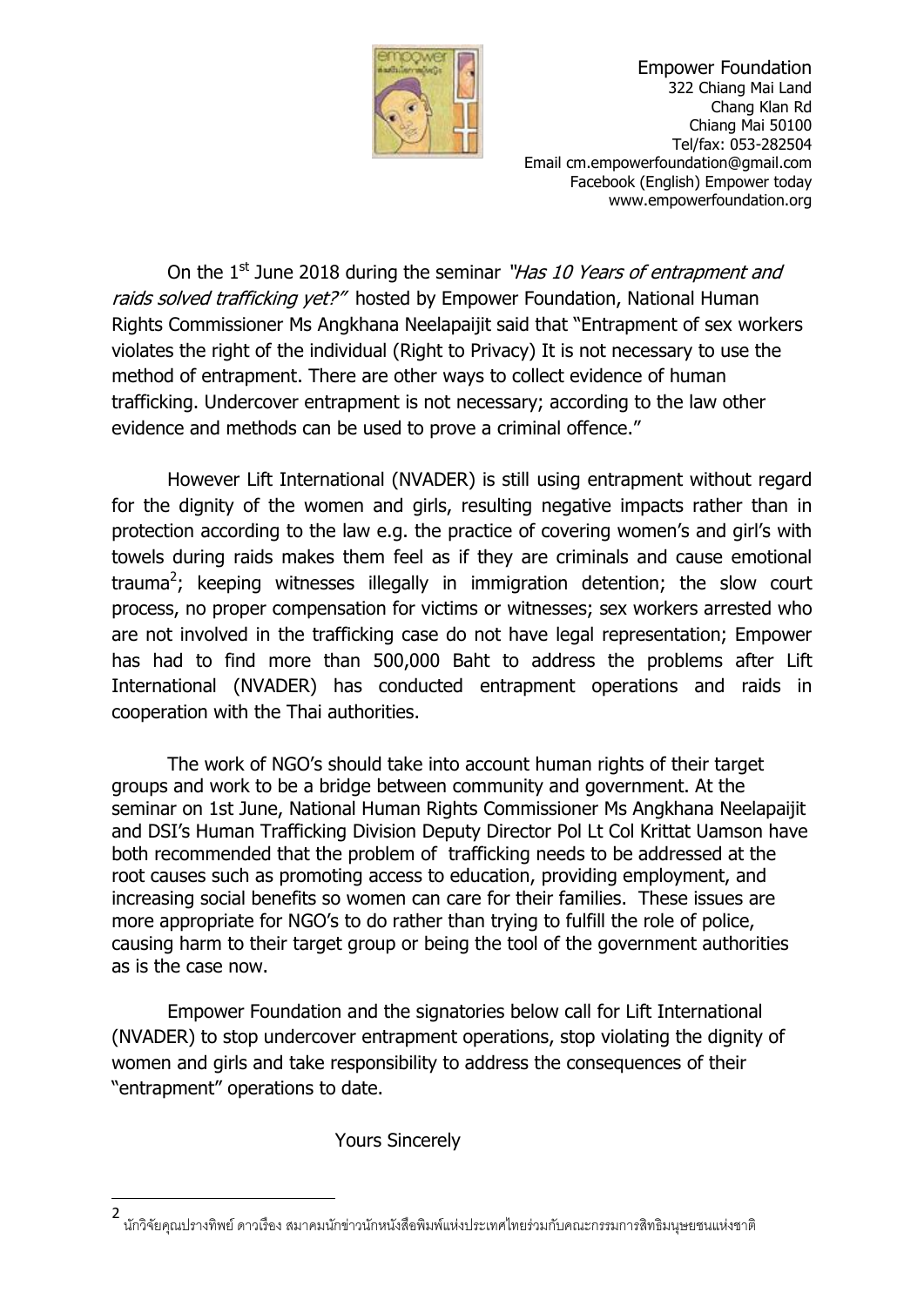Empower Foundation
322 Chiang Mai Land
Chang Klan Rd
Chiang Mai 50100
Tel/fax: 053-282504
Email cm.empowerfoundation@gmail.com
Facebook (English) Empower today
www.empowerfoundation.org

On the 1st June 2018 during the seminar *"Has 10 Years of entrapment and raids solved trafficking yet?"* hosted by Empower Foundation, National Human Rights Commissioner Ms Angkhana Neelapaijit said that "Entrapment of sex workers violates the right of the individual (Right to Privacy) It is not necessary to use the method of entrapment. There are other ways to collect evidence of human trafficking. Undercover entrapment is not necessary; according to the law other evidence and methods can be used to prove a criminal offence."

However Lift International (NVADER) is still using entrapment without regard for the dignity of the women and girls, resulting negative impacts rather than in protection according to the law e.g. the practice of covering women's and girl's with towels during raids makes them feel as if they are criminals and cause emotional trauma[2]; keeping witnesses illegally in immigration detention; the slow court process, no proper compensation for victims or witnesses; sex workers arrested who are not involved in the trafficking case do not have legal representation; Empower has had to find more than 500,000 Baht to address the problems after Lift International (NVADER) has conducted entrapment operations and raids in cooperation with the Thai authorities.

The work of NGO's should take into account human rights of their target groups and work to be a bridge between community and government. At the seminar on 1st June, National Human Rights Commissioner Ms Angkhana Neelapaijit and DSI's Human Trafficking Division Deputy Director Pol Lt Col Krittat Uamson have both recommended that the problem of trafficking needs to be addressed at the root causes such as promoting access to education, providing employment, and increasing social benefits so women can care for their families. These issues are more appropriate for NGO's to do rather than trying to fulfill the role of police, causing harm to their target group or being the tool of the government authorities as is the case now.

Empower Foundation and the signatories below call for Lift International (NVADER) to stop undercover entrapment operations, stop violating the dignity of women and girls and take responsibility to address the consequences of their "entrapment" operations to date.

Yours Sincerely

---

[2] นักวิจัยคุณปรางทิพย์ ดาวเรือง สมาคมนักข่าวนักหนังสือพิมพ์แห่งประเทศไทยร่วมกับคณะกรรมการสิทธิมนุษยชนแห่งชาติ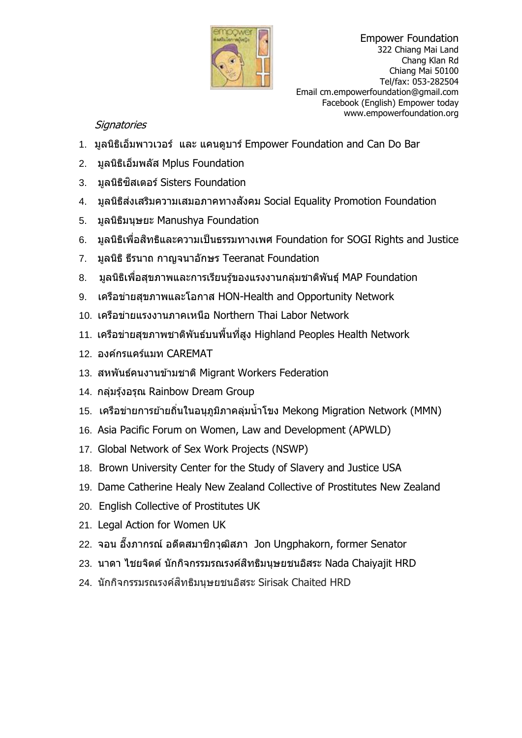Empower Foundation
322 Chiang Mai Land
Chang Klan Rd
Chiang Mai 50100
Tel/fax: 053-282504
Email cm.empowerfoundation@gmail.com
Facebook (English) Empower today
www.empowerfoundation.org

*Signatories*

1. มูลนิธิเอ็มพาวเวอร์ และ แคนดูบาร์ Empower Foundation and Can Do Bar
2. มูลนิธิเอ็มพลัส Mplus Foundation
3. มูลนิธิซิสเตอร์ Sisters Foundation
4. มูลนิธิส่งเสริมความเสมอภาคทางสังคม Social Equality Promotion Foundation
5. มูลนิธิมนุษยะ Manushya Foundation
6. มูลนิธิเพื่อสิทธิและความเป็นธรรมทางเพศ Foundation for SOGI Rights and Justice
7. มูลนิธิ ธีรนาถ กาญจนาอักษร Teeranat Foundation
8. มูลนิธิเพื่อสุขภาพและการเรียนรู้ของแรงงานกลุ่มชาติพันธุ์ MAP Foundation
9. เครือข่ายสุขภาพและโอกาส HON-Health and Opportunity Network
10. เครือข่ายแรงงานภาคเหนือ Northern Thai Labor Network
11. เครือข่ายสุขภาพชาติพันธ์บนพื้นที่สูง Highland Peoples Health Network
12. องค์กรแคร์แมท CAREMAT
13. สหพันธ์คนงานข้ามชาติ Migrant Workers Federation
14. กลุ่มรุ้งอรุณ Rainbow Dream Group
15. เครือข่ายการย้ายถิ่นในอนุภูมิภาคลุ่มน้ำโขง Mekong Migration Network (MMN)
16. Asia Pacific Forum on Women, Law and Development (APWLD)
17. Global Network of Sex Work Projects (NSWP)
18. Brown University Center for the Study of Slavery and Justice USA
19. Dame Catherine Healy New Zealand Collective of Prostitutes New Zealand
20. English Collective of Prostitutes UK
21. Legal Action for Women UK
22. จอน อึ๊งภากรณ์ อดีตสมาชิกวุฒิสภา Jon Ungphakorn, former Senator
23. นาดา ไชยจิตต์ นักกิจกรรมรณรงค์สิทธิมนุษยชนอิสระ Nada Chaiyajit HRD
24. นักกิจกรรมรณรงค์สิทธิมนุษยชนอิสระ Sirisak Chaited HRD